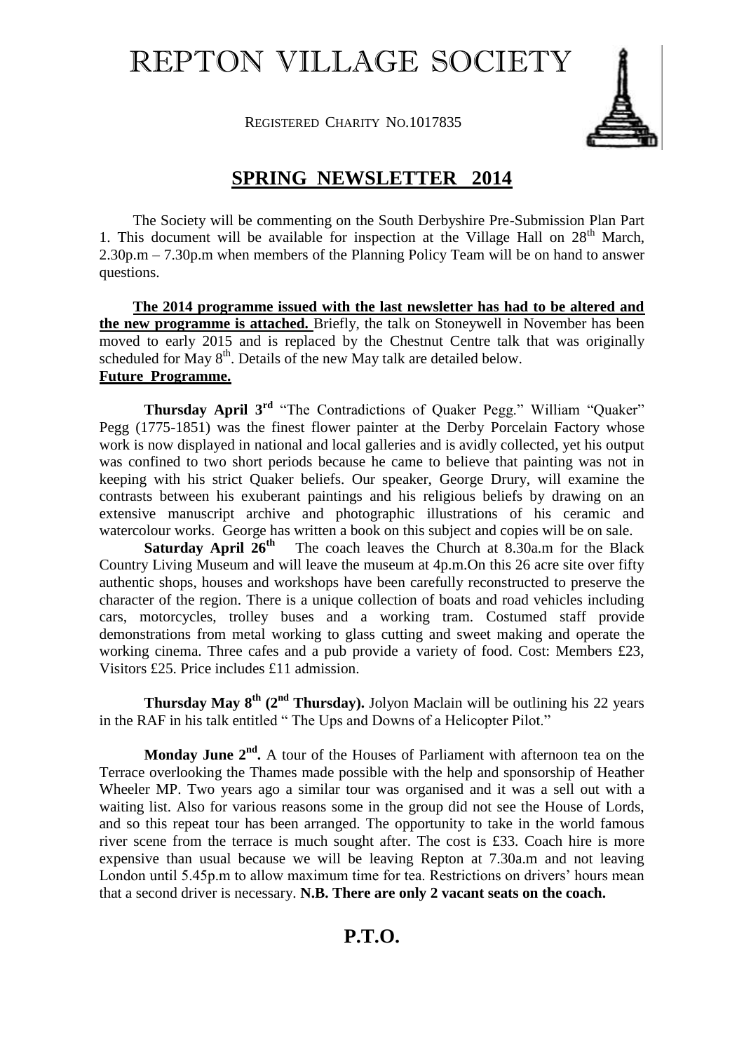# REPTON VILLAGE SOCIETY

REGISTERED CHARITY NO.1017835

## SPRING NEWSLETTER 2014

The Society will be commenting on the South Derbyshire Pre-Submission Plan Part 1. This document will be available for inspection at the Village Hall on 28th March, 2.30p.m – 7.30p.m when members of the Planning Policy Team will be on hand to answer questions.

**The 2014 programme issued with the last newsletter has had to be altered and the new programme is attached.** Briefly, the talk on Stoneywell in November has been moved to early 2015 and is replaced by the Chestnut Centre talk that was originally scheduled for May 8th. Details of the new May talk are detailed below.

**Future Programme.**

**Thursday April 3rd** "The Contradictions of Quaker Pegg." William "Quaker" Pegg (1775-1851) was the finest flower painter at the Derby Porcelain Factory whose work is now displayed in national and local galleries and is avidly collected, yet his output was confined to two short periods because he came to believe that painting was not in keeping with his strict Quaker beliefs. Our speaker, George Drury, will examine the contrasts between his exuberant paintings and his religious beliefs by drawing on an extensive manuscript archive and photographic illustrations of his ceramic and watercolour works. George has written a book on this subject and copies will be on sale.

**Saturday April 26th** The coach leaves the Church at 8.30a.m for the Black Country Living Museum and will leave the museum at 4p.m.On this 26 acre site over fifty authentic shops, houses and workshops have been carefully reconstructed to preserve the character of the region. There is a unique collection of boats and road vehicles including cars, motorcycles, trolley buses and a working tram. Costumed staff provide demonstrations from metal working to glass cutting and sweet making and operate the working cinema. Three cafes and a pub provide a variety of food. Cost: Members £23, Visitors £25. Price includes £11 admission.

**Thursday May 8th (2nd Thursday).** Jolyon Maclain will be outlining his 22 years in the RAF in his talk entitled " The Ups and Downs of a Helicopter Pilot."

**Monday June 2nd.** A tour of the Houses of Parliament with afternoon tea on the Terrace overlooking the Thames made possible with the help and sponsorship of Heather Wheeler MP. Two years ago a similar tour was organised and it was a sell out with a waiting list. Also for various reasons some in the group did not see the House of Lords, and so this repeat tour has been arranged. The opportunity to take in the world famous river scene from the terrace is much sought after. The cost is £33. Coach hire is more expensive than usual because we will be leaving Repton at 7.30a.m and not leaving London until 5.45p.m to allow maximum time for tea. Restrictions on drivers' hours mean that a second driver is necessary. **N.B. There are only 2 vacant seats on the coach.**

**P.T.O.**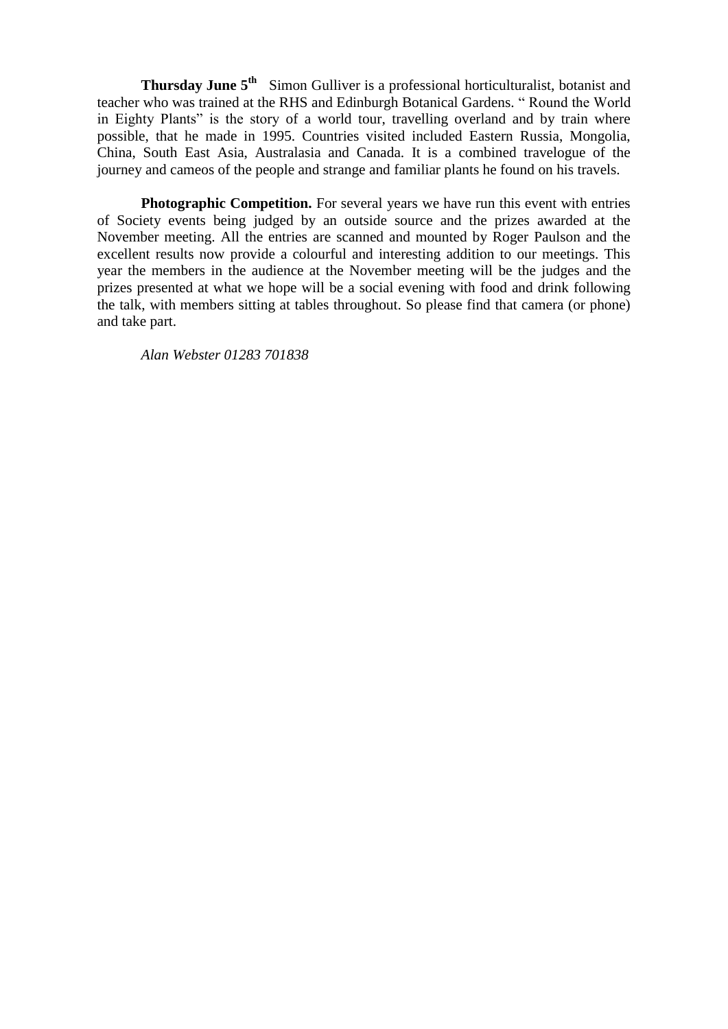**Thursday June 5th** Simon Gulliver is a professional horticulturalist, botanist and teacher who was trained at the RHS and Edinburgh Botanical Gardens. " Round the World in Eighty Plants" is the story of a world tour, travelling overland and by train where possible, that he made in 1995. Countries visited included Eastern Russia, Mongolia, China, South East Asia, Australasia and Canada. It is a combined travelogue of the journey and cameos of the people and strange and familiar plants he found on his travels.

**Photographic Competition.** For several years we have run this event with entries of Society events being judged by an outside source and the prizes awarded at the November meeting. All the entries are scanned and mounted by Roger Paulson and the excellent results now provide a colourful and interesting addition to our meetings. This year the members in the audience at the November meeting will be the judges and the prizes presented at what we hope will be a social evening with food and drink following the talk, with members sitting at tables throughout. So please find that camera (or phone) and take part.

*Alan Webster 01283 701838*